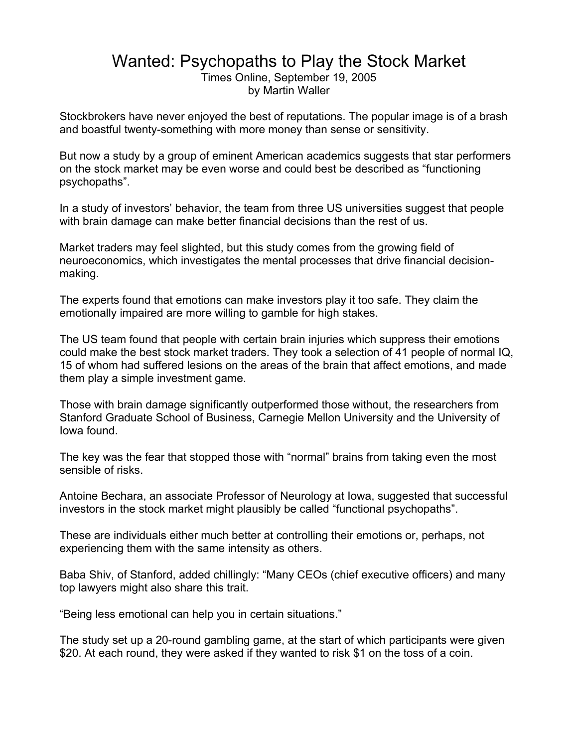# Wanted: Psychopaths to Play the Stock Market

Times Online, September 19, 2005
by Martin Waller

Stockbrokers have never enjoyed the best of reputations. The popular image is of a brash and boastful twenty-something with more money than sense or sensitivity.

But now a study by a group of eminent American academics suggests that star performers on the stock market may be even worse and could best be described as “functioning psychopaths”.

In a study of investors’ behavior, the team from three US universities suggest that people with brain damage can make better financial decisions than the rest of us.

Market traders may feel slighted, but this study comes from the growing field of neuroeconomics, which investigates the mental processes that drive financial decision-making.

The experts found that emotions can make investors play it too safe. They claim the emotionally impaired are more willing to gamble for high stakes.

The US team found that people with certain brain injuries which suppress their emotions could make the best stock market traders. They took a selection of 41 people of normal IQ, 15 of whom had suffered lesions on the areas of the brain that affect emotions, and made them play a simple investment game.

Those with brain damage significantly outperformed those without, the researchers from Stanford Graduate School of Business, Carnegie Mellon University and the University of Iowa found.

The key was the fear that stopped those with “normal” brains from taking even the most sensible of risks.

Antoine Bechara, an associate Professor of Neurology at Iowa, suggested that successful investors in the stock market might plausibly be called “functional psychopaths”.

These are individuals either much better at controlling their emotions or, perhaps, not experiencing them with the same intensity as others.

Baba Shiv, of Stanford, added chillingly: “Many CEOs (chief executive officers) and many top lawyers might also share this trait.

“Being less emotional can help you in certain situations.”

The study set up a 20-round gambling game, at the start of which participants were given $20. At each round, they were asked if they wanted to risk $1 on the toss of a coin.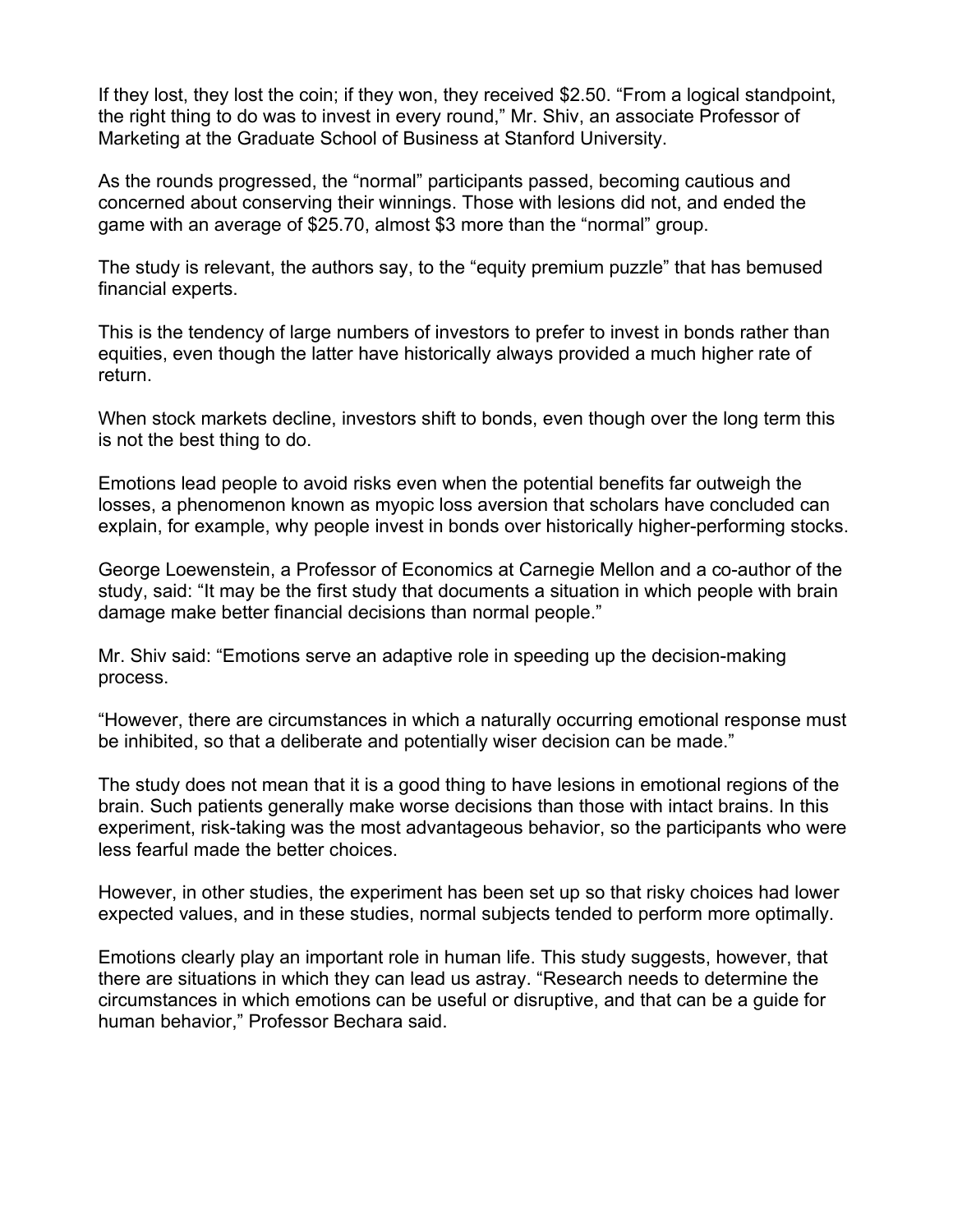If they lost, they lost the coin; if they won, they received $2.50. “From a logical standpoint, the right thing to do was to invest in every round,” Mr. Shiv, an associate Professor of Marketing at the Graduate School of Business at Stanford University.

As the rounds progressed, the “normal” participants passed, becoming cautious and concerned about conserving their winnings. Those with lesions did not, and ended the game with an average of $25.70, almost $3 more than the “normal” group.

The study is relevant, the authors say, to the “equity premium puzzle” that has bemused financial experts.

This is the tendency of large numbers of investors to prefer to invest in bonds rather than equities, even though the latter have historically always provided a much higher rate of return.

When stock markets decline, investors shift to bonds, even though over the long term this is not the best thing to do.

Emotions lead people to avoid risks even when the potential benefits far outweigh the losses, a phenomenon known as myopic loss aversion that scholars have concluded can explain, for example, why people invest in bonds over historically higher-performing stocks.

George Loewenstein, a Professor of Economics at Carnegie Mellon and a co-author of the study, said: “It may be the first study that documents a situation in which people with brain damage make better financial decisions than normal people.”

Mr. Shiv said: “Emotions serve an adaptive role in speeding up the decision-making process.

“However, there are circumstances in which a naturally occurring emotional response must be inhibited, so that a deliberate and potentially wiser decision can be made.”

The study does not mean that it is a good thing to have lesions in emotional regions of the brain. Such patients generally make worse decisions than those with intact brains. In this experiment, risk-taking was the most advantageous behavior, so the participants who were less fearful made the better choices.

However, in other studies, the experiment has been set up so that risky choices had lower expected values, and in these studies, normal subjects tended to perform more optimally.

Emotions clearly play an important role in human life. This study suggests, however, that there are situations in which they can lead us astray. “Research needs to determine the circumstances in which emotions can be useful or disruptive, and that can be a guide for human behavior,” Professor Bechara said.